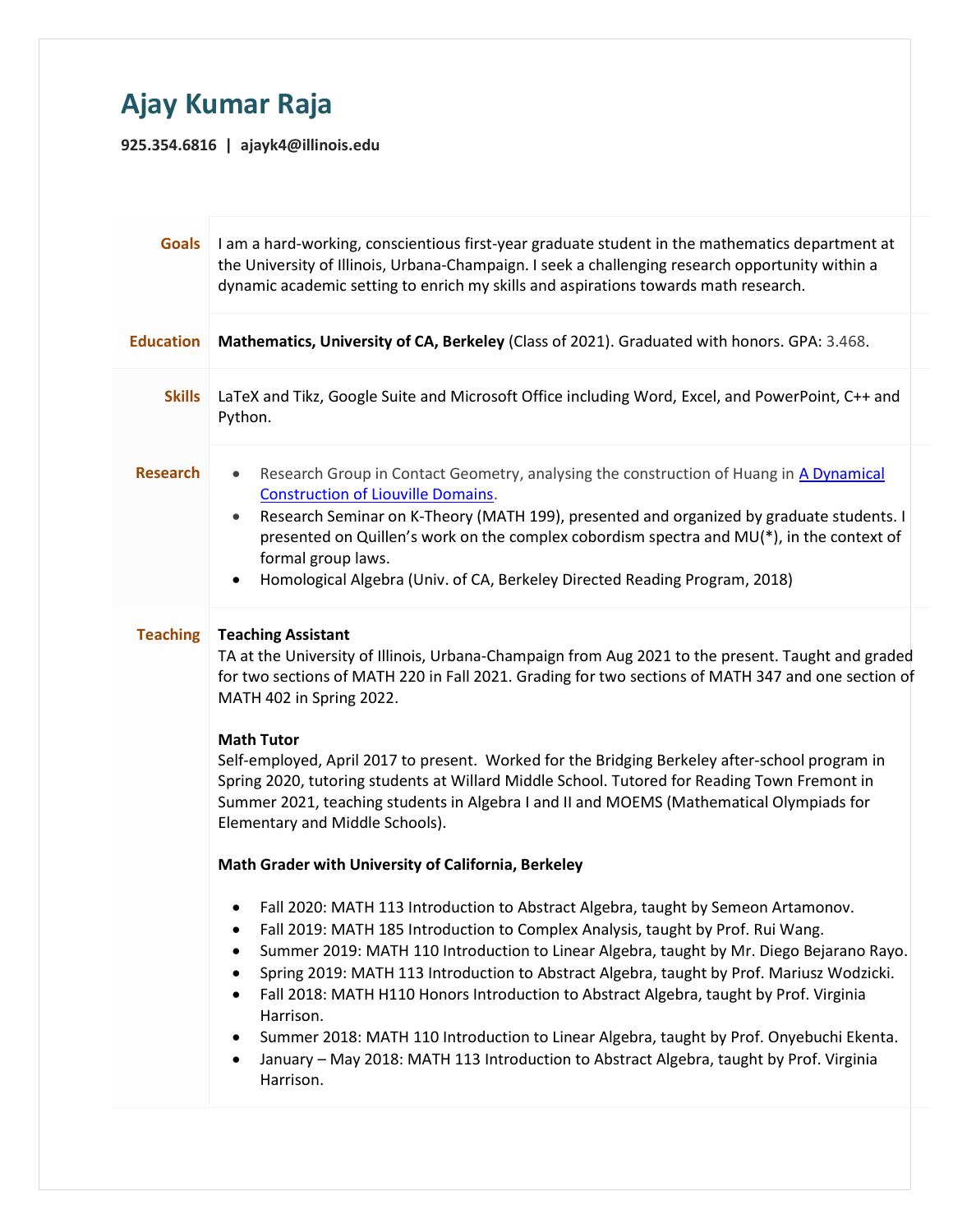# Ajay Kumar Raja

**925.354.6816 | ajayk4@illinois.edu**

## Goals

I am a hard-working, conscientious first-year graduate student in the mathematics department at the University of Illinois, Urbana-Champaign. I seek a challenging research opportunity within a dynamic academic setting to enrich my skills and aspirations towards math research.

## Education

**Mathematics, University of CA, Berkeley** (Class of 2021). Graduated with honors. GPA: 3.468.

## Skills

LaTeX and Tikz, Google Suite and Microsoft Office including Word, Excel, and PowerPoint, C++ and Python.

## Research

- Research Group in Contact Geometry, analysing the construction of Huang in A Dynamical Construction of Liouville Domains.
- Research Seminar on K-Theory (MATH 199), presented and organized by graduate students. I presented on Quillen's work on the complex cobordism spectra and MU(*), in the context of formal group laws.
- Homological Algebra (Univ. of CA, Berkeley Directed Reading Program, 2018)

## Teaching

**Teaching Assistant**
TA at the University of Illinois, Urbana-Champaign from Aug 2021 to the present. Taught and graded for two sections of MATH 220 in Fall 2021. Grading for two sections of MATH 347 and one section of MATH 402 in Spring 2022.

**Math Tutor**
Self-employed, April 2017 to present. Worked for the Bridging Berkeley after-school program in Spring 2020, tutoring students at Willard Middle School. Tutored for Reading Town Fremont in Summer 2021, teaching students in Algebra I and II and MOEMS (Mathematical Olympiads for Elementary and Middle Schools).

**Math Grader with University of California, Berkeley**

- Fall 2020: MATH 113 Introduction to Abstract Algebra, taught by Semeon Artamonov.
- Fall 2019: MATH 185 Introduction to Complex Analysis, taught by Prof. Rui Wang.
- Summer 2019: MATH 110 Introduction to Linear Algebra, taught by Mr. Diego Bejarano Rayo.
- Spring 2019: MATH 113 Introduction to Abstract Algebra, taught by Prof. Mariusz Wodzicki.
- Fall 2018: MATH H110 Honors Introduction to Abstract Algebra, taught by Prof. Virginia Harrison.
- Summer 2018: MATH 110 Introduction to Linear Algebra, taught by Prof. Onyebuchi Ekenta.
- January – May 2018: MATH 113 Introduction to Abstract Algebra, taught by Prof. Virginia Harrison.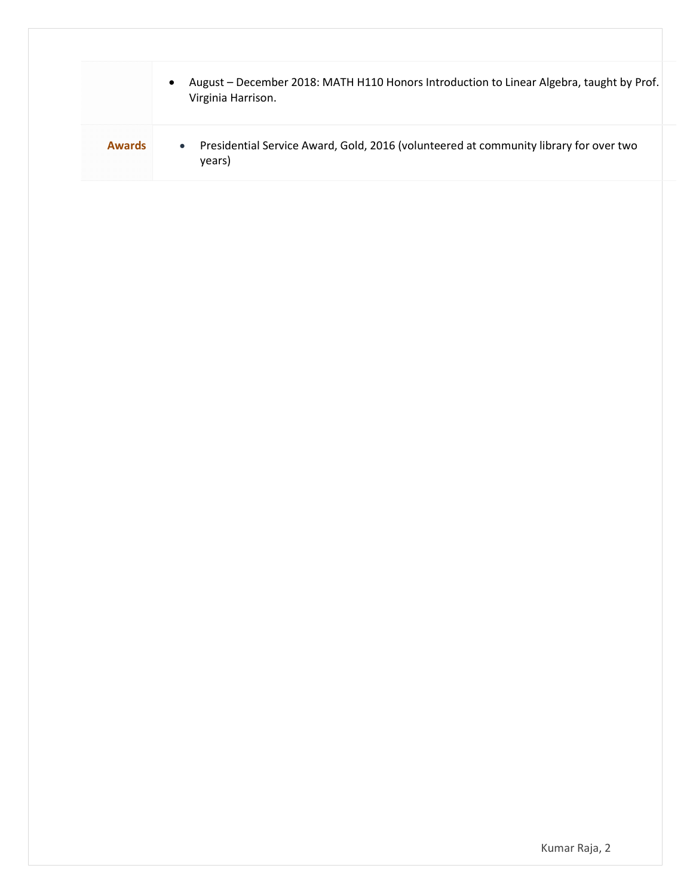| | |
|---|---|
| | • August – December 2018: MATH H110 Honors Introduction to Linear Algebra, taught by Prof. Virginia Harrison. |
| **Awards** | • Presidential Service Award, Gold, 2016 (volunteered at community library for over two years) |